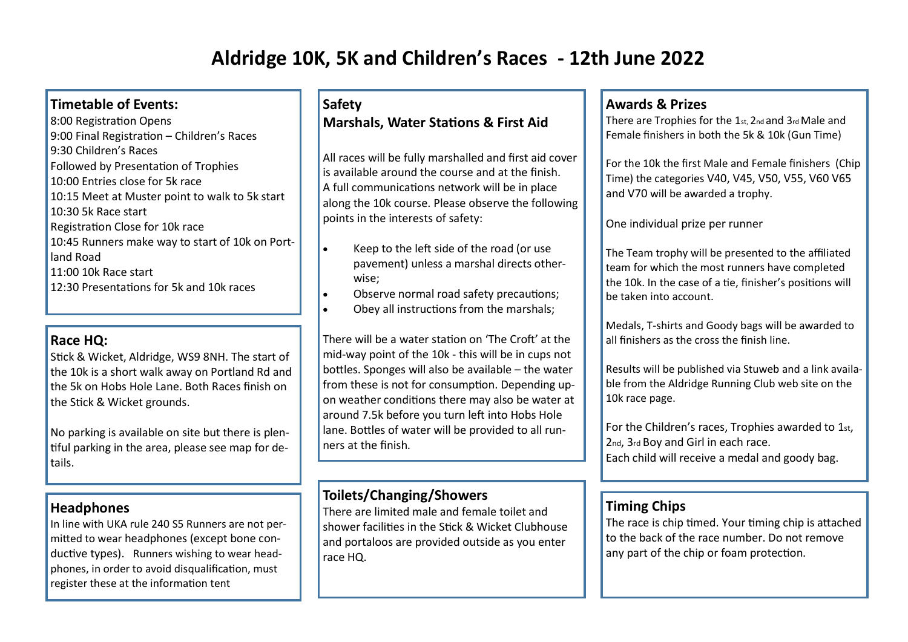# Aldridge 10K, 5K and Children's Races - 12th June 2022

## Timetable of Events:

8:00 Registration Opens
9:00 Final Registration – Children's Races
9:30 Children's Races
Followed by Presentation of Trophies
10:00 Entries close for 5k race
10:15 Meet at Muster point to walk to 5k start
10:30 5k Race start
Registration Close for 10k race
10:45 Runners make way to start of 10k on Portland Road
11:00 10k Race start
12:30 Presentations for 5k and 10k races

## Race HQ:

Stick & Wicket, Aldridge, WS9 8NH. The start of the 10k is a short walk away on Portland Rd and the 5k on Hobs Hole Lane. Both Races finish on the Stick & Wicket grounds.

No parking is available on site but there is plentiful parking in the area, please see map for details.

## Headphones

In line with UKA rule 240 S5 Runners are not permitted to wear headphones (except bone conductive types). Runners wishing to wear headphones, in order to avoid disqualification, must register these at the information tent

## Safety
## Marshals, Water Stations & First Aid

All races will be fully marshalled and first aid cover is available around the course and at the finish. A full communications network will be in place along the 10k course. Please observe the following points in the interests of safety:

- Keep to the left side of the road (or use pavement) unless a marshal directs otherwise;
- Observe normal road safety precautions;
- Obey all instructions from the marshals;

There will be a water station on 'The Croft' at the mid-way point of the 10k - this will be in cups not bottles. Sponges will also be available – the water from these is not for consumption. Depending upon weather conditions there may also be water at around 7.5k before you turn left into Hobs Hole lane. Bottles of water will be provided to all runners at the finish.

## Toilets/Changing/Showers

There are limited male and female toilet and shower facilities in the Stick & Wicket Clubhouse and portaloos are provided outside as you enter race HQ.

## Awards & Prizes

There are Trophies for the 1st, 2nd and 3rd Male and Female finishers in both the 5k & 10k (Gun Time)

For the 10k the first Male and Female finishers (Chip Time) the categories V40, V45, V50, V55, V60 V65 and V70 will be awarded a trophy.

One individual prize per runner

The Team trophy will be presented to the affiliated team for which the most runners have completed the 10k. In the case of a tie, finisher's positions will be taken into account.

Medals, T-shirts and Goody bags will be awarded to all finishers as the cross the finish line.

Results will be published via Stuweb and a link available from the Aldridge Running Club web site on the 10k race page.

For the Children's races, Trophies awarded to 1st, 2nd, 3rd Boy and Girl in each race.
Each child will receive a medal and goody bag.

## Timing Chips

The race is chip timed. Your timing chip is attached to the back of the race number. Do not remove any part of the chip or foam protection.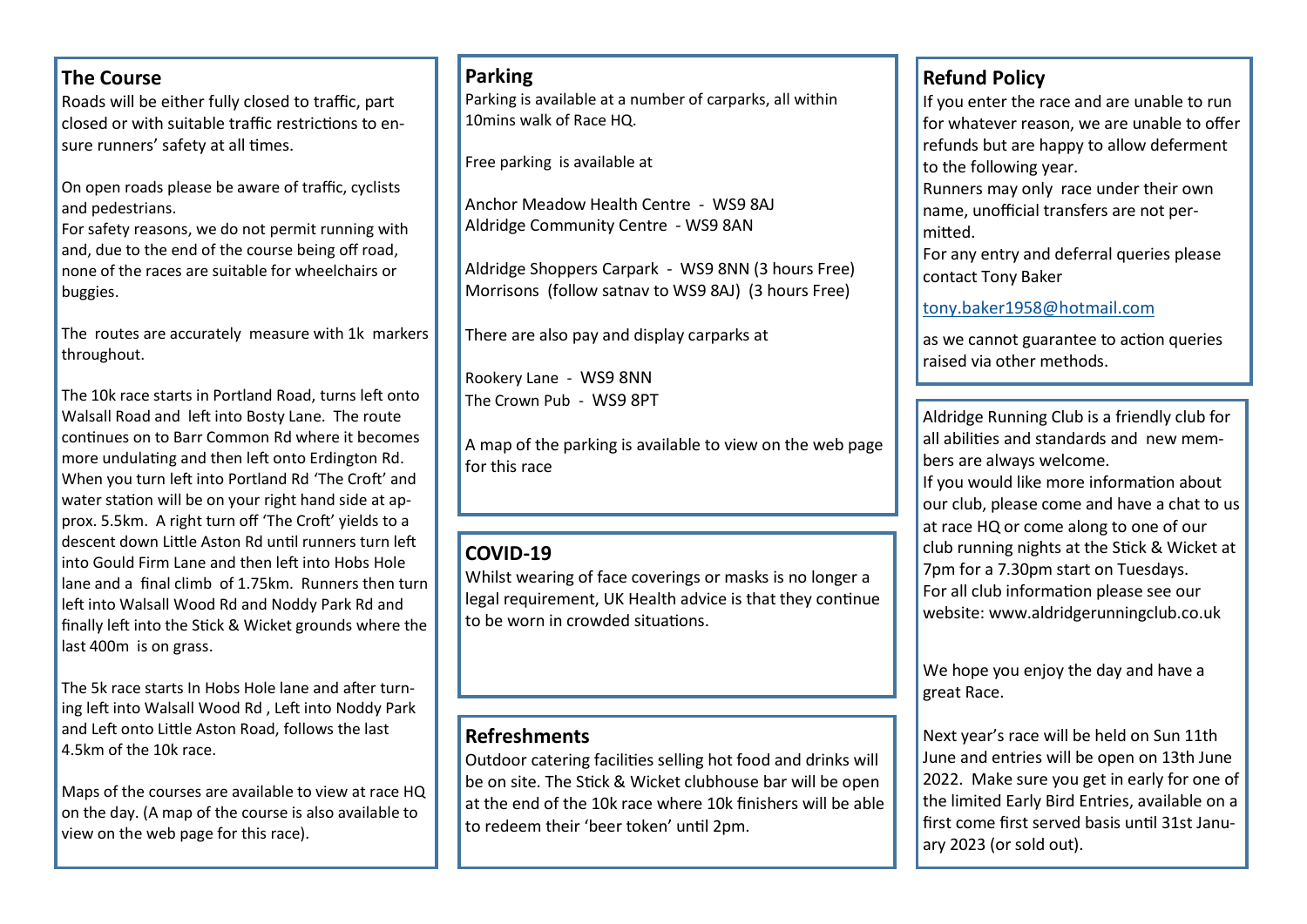## The Course

Roads will be either fully closed to traffic, part closed or with suitable traffic restrictions to ensure runners' safety at all times.

On open roads please be aware of traffic, cyclists and pedestrians.

For safety reasons, we do not permit running with and, due to the end of the course being off road, none of the races are suitable for wheelchairs or buggies.

The routes are accurately measure with 1k markers throughout.

The 10k race starts in Portland Road, turns left onto Walsall Road and left into Bosty Lane. The route continues on to Barr Common Rd where it becomes more undulating and then left onto Erdington Rd. When you turn left into Portland Rd 'The Croft' and water station will be on your right hand side at approx. 5.5km. A right turn off 'The Croft' yields to a descent down Little Aston Rd until runners turn left into Gould Firm Lane and then left into Hobs Hole lane and a final climb of 1.75km. Runners then turn left into Walsall Wood Rd and Noddy Park Rd and finally left into the Stick & Wicket grounds where the last 400m is on grass.

The 5k race starts In Hobs Hole lane and after turning left into Walsall Wood Rd , Left into Noddy Park and Left onto Little Aston Road, follows the last 4.5km of the 10k race.

Maps of the courses are available to view at race HQ on the day. (A map of the course is also available to view on the web page for this race).

## Parking

Parking is available at a number of carparks, all within 10mins walk of Race HQ.

Free parking is available at

Anchor Meadow Health Centre - WS9 8AJ
Aldridge Community Centre - WS9 8AN

Aldridge Shoppers Carpark - WS9 8NN (3 hours Free)
Morrisons (follow satnav to WS9 8AJ) (3 hours Free)

There are also pay and display carparks at

Rookery Lane - WS9 8NN
The Crown Pub - WS9 8PT

A map of the parking is available to view on the web page for this race

## COVID-19

Whilst wearing of face coverings or masks is no longer a legal requirement, UK Health advice is that they continue to be worn in crowded situations.

## Refreshments

Outdoor catering facilities selling hot food and drinks will be on site. The Stick & Wicket clubhouse bar will be open at the end of the 10k race where 10k finishers will be able to redeem their 'beer token' until 2pm.

## Refund Policy

If you enter the race and are unable to run for whatever reason, we are unable to offer refunds but are happy to allow deferment to the following year.

Runners may only race under their own name, unofficial transfers are not permitted.

For any entry and deferral queries please contact Tony Baker

tony.baker1958@hotmail.com

as we cannot guarantee to action queries raised via other methods.

Aldridge Running Club is a friendly club for all abilities and standards and new members are always welcome.

If you would like more information about our club, please come and have a chat to us at race HQ or come along to one of our club running nights at the Stick & Wicket at 7pm for a 7.30pm start on Tuesdays.

For all club information please see our website: www.aldridgerunningclub.co.uk

We hope you enjoy the day and have a great Race.

Next year's race will be held on Sun 11th June and entries will be open on 13th June 2022. Make sure you get in early for one of the limited Early Bird Entries, available on a first come first served basis until 31st January 2023 (or sold out).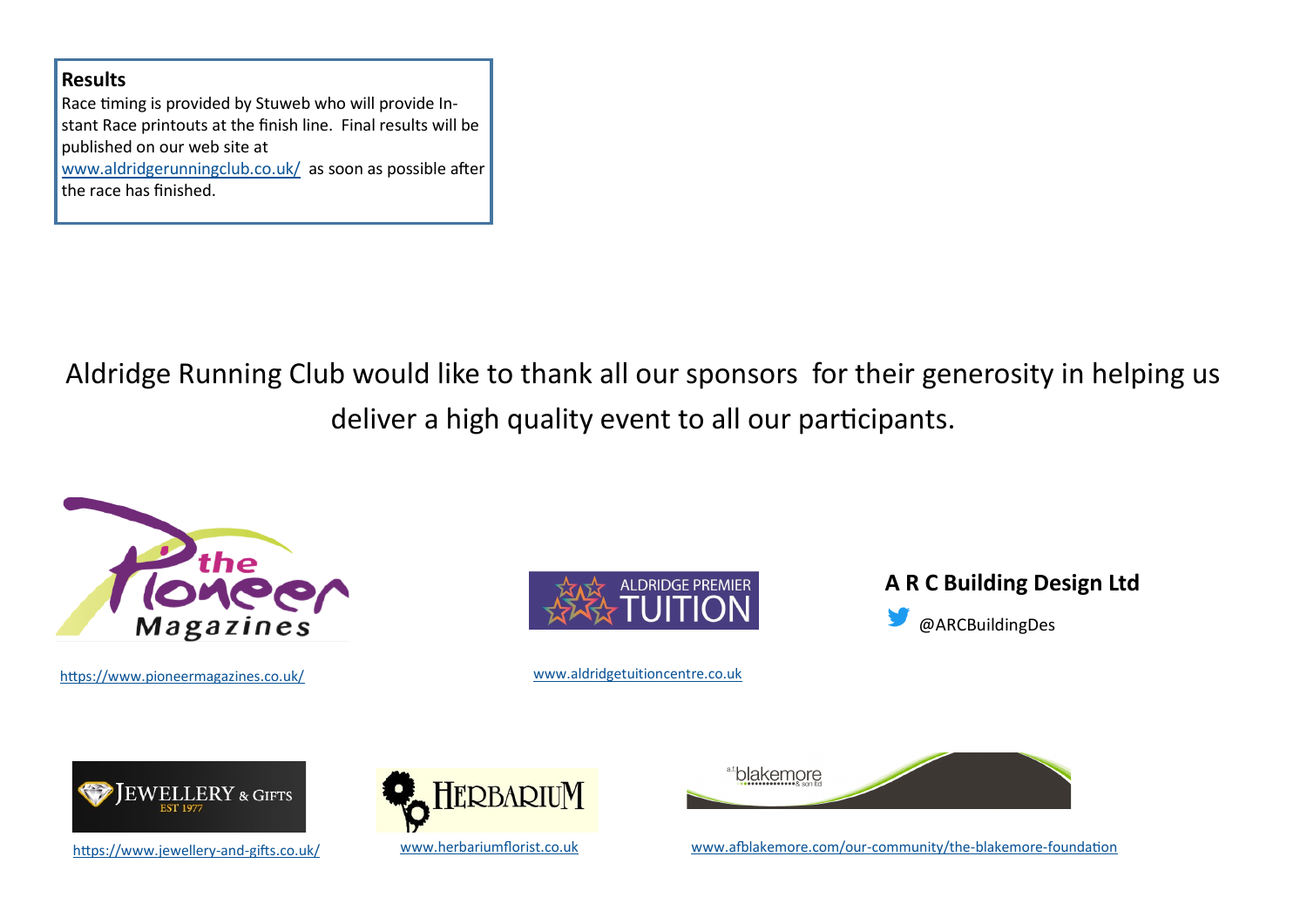## Results

Race timing is provided by Stuweb who will provide Instant Race printouts at the finish line. Final results will be published on our web site at www.aldridgerunningclub.co.uk/ as soon as possible after the race has finished.

Aldridge Running Club would like to thank all our sponsors for their generosity in helping us deliver a high quality event to all our participants.

the Pioneer Magazines

https://www.pioneermagazines.co.uk/

ALDRIDGE PREMIER TUITION

www.aldridgetuitioncentre.co.uk

**A R C Building Design Ltd**

@ARCBuildingDes

JEWELLERY & GIFTS EST 1977

https://www.jewellery-and-gifts.co.uk/

HERBARIUM

www.herbariumflorist.co.uk

a.f. blakemore & son ltd

www.afblakemore.com/our-community/the-blakemore-foundation